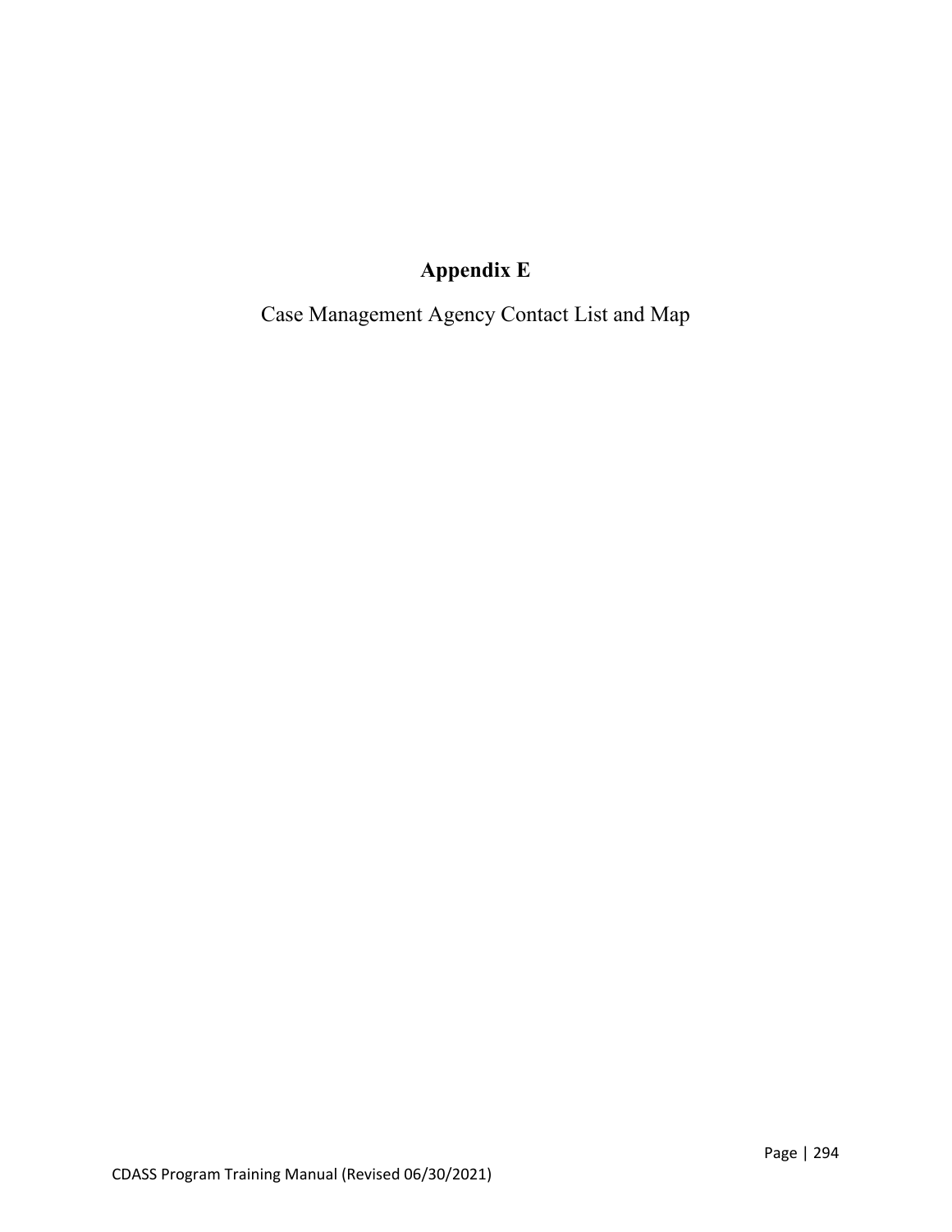# Appendix E

Case Management Agency Contact List and Map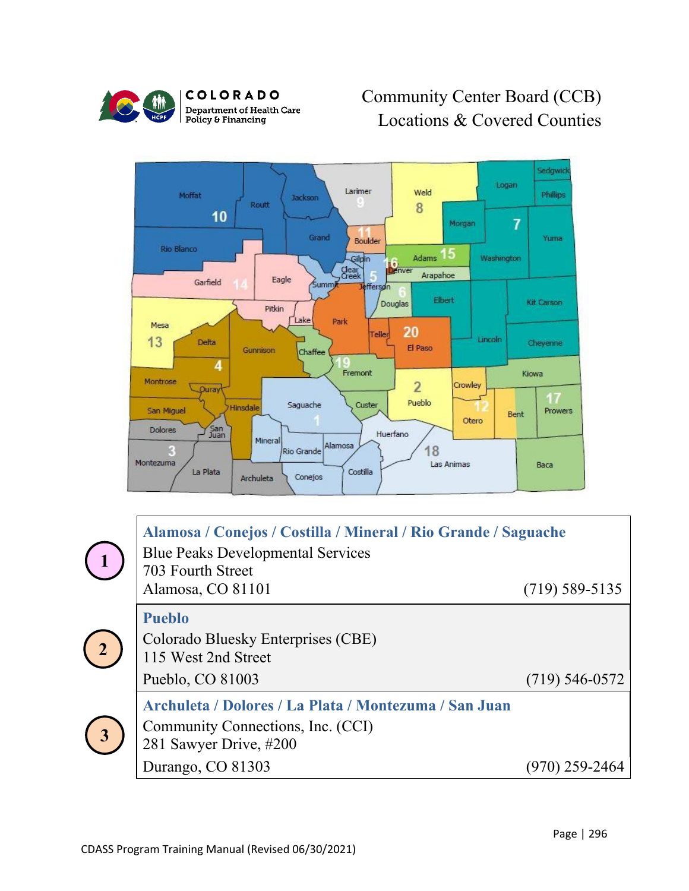# Community Center Board (CCB) Locations & Covered Counties

| # | CCB Information | Phone |
|---|---|---|
| 1 | **Alamosa / Conejos / Costilla / Mineral / Rio Grande / Saguache**<br>Blue Peaks Developmental Services<br>703 Fourth Street<br>Alamosa, CO 81101 | (719) 589-5135 |
| 2 | **Pueblo**<br>Colorado Bluesky Enterprises (CBE)<br>115 West 2nd Street<br>Pueblo, CO 81003 | (719) 546-0572 |
| 3 | **Archuleta / Dolores / La Plata / Montezuma / San Juan**<br>Community Connections, Inc. (CCI)<br>281 Sawyer Drive, #200<br>Durango, CO 81303 | (970) 259-2464 |

CDASS Program Training Manual (Revised 06/30/2021)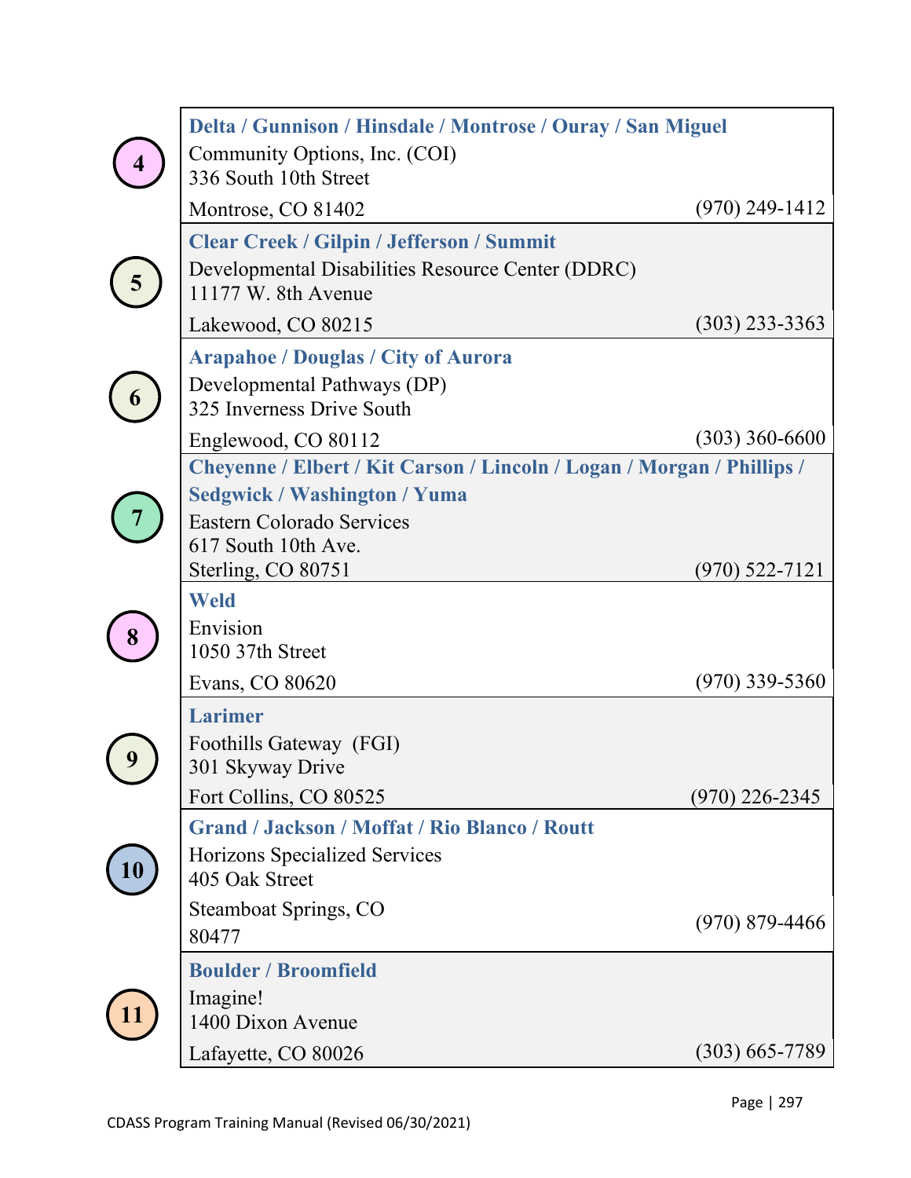| # | Counties / Agency | Phone |
|---|---|---|
| 4 | **Delta / Gunnison / Hinsdale / Montrose / Ouray / San Miguel**<br>Community Options, Inc. (COI)<br>336 South 10th Street<br>Montrose, CO 81402 | (970) 249-1412 |
| 5 | **Clear Creek / Gilpin / Jefferson / Summit**<br>Developmental Disabilities Resource Center (DDRC)<br>11177 W. 8th Avenue<br>Lakewood, CO 80215 | (303) 233-3363 |
| 6 | **Arapahoe / Douglas / City of Aurora**<br>Developmental Pathways (DP)<br>325 Inverness Drive South<br>Englewood, CO 80112 | (303) 360-6600 |
| 7 | **Cheyenne / Elbert / Kit Carson / Lincoln / Logan / Morgan / Phillips / Sedgwick / Washington / Yuma**<br>Eastern Colorado Services<br>617 South 10th Ave.<br>Sterling, CO 80751 | (970) 522-7121 |
| 8 | **Weld**<br>Envision<br>1050 37th Street<br>Evans, CO 80620 | (970) 339-5360 |
| 9 | **Larimer**<br>Foothills Gateway (FGI)<br>301 Skyway Drive<br>Fort Collins, CO 80525 | (970) 226-2345 |
| 10 | **Grand / Jackson / Moffat / Rio Blanco / Routt**<br>Horizons Specialized Services<br>405 Oak Street<br>Steamboat Springs, CO 80477 | (970) 879-4466 |
| 11 | **Boulder / Broomfield**<br>Imagine!<br>1400 Dixon Avenue<br>Lafayette, CO 80026 | (303) 665-7789 |

CDASS Program Training Manual (Revised 06/30/2021)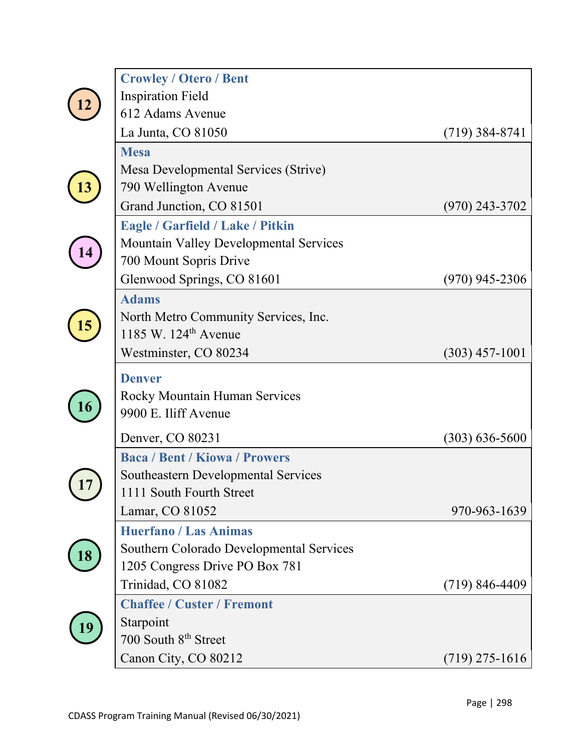| | |
|---|---|
| 12 | **Crowley / Otero / Bent**<br>Inspiration Field<br>612 Adams Avenue<br>La Junta, CO 81050 (719) 384-8741 |
| 13 | **Mesa**<br>Mesa Developmental Services (Strive)<br>790 Wellington Avenue<br>Grand Junction, CO 81501 (970) 243-3702 |
| 14 | **Eagle / Garfield / Lake / Pitkin**<br>Mountain Valley Developmental Services<br>700 Mount Sopris Drive<br>Glenwood Springs, CO 81601 (970) 945-2306 |
| 15 | **Adams**<br>North Metro Community Services, Inc.<br>1185 W. 124th Avenue<br>Westminster, CO 80234 (303) 457-1001 |
| 16 | **Denver**<br>Rocky Mountain Human Services<br>9900 E. Iliff Avenue<br>Denver, CO 80231 (303) 636-5600 |
| 17 | **Baca / Bent / Kiowa / Prowers**<br>Southeastern Developmental Services<br>1111 South Fourth Street<br>Lamar, CO 81052 970-963-1639 |
| 18 | **Huerfano / Las Animas**<br>Southern Colorado Developmental Services<br>1205 Congress Drive PO Box 781<br>Trinidad, CO 81082 (719) 846-4409 |
| 19 | **Chaffee / Custer / Fremont**<br>Starpoint<br>700 South 8th Street<br>Canon City, CO 80212 (719) 275-1616 |

CDASS Program Training Manual (Revised 06/30/2021)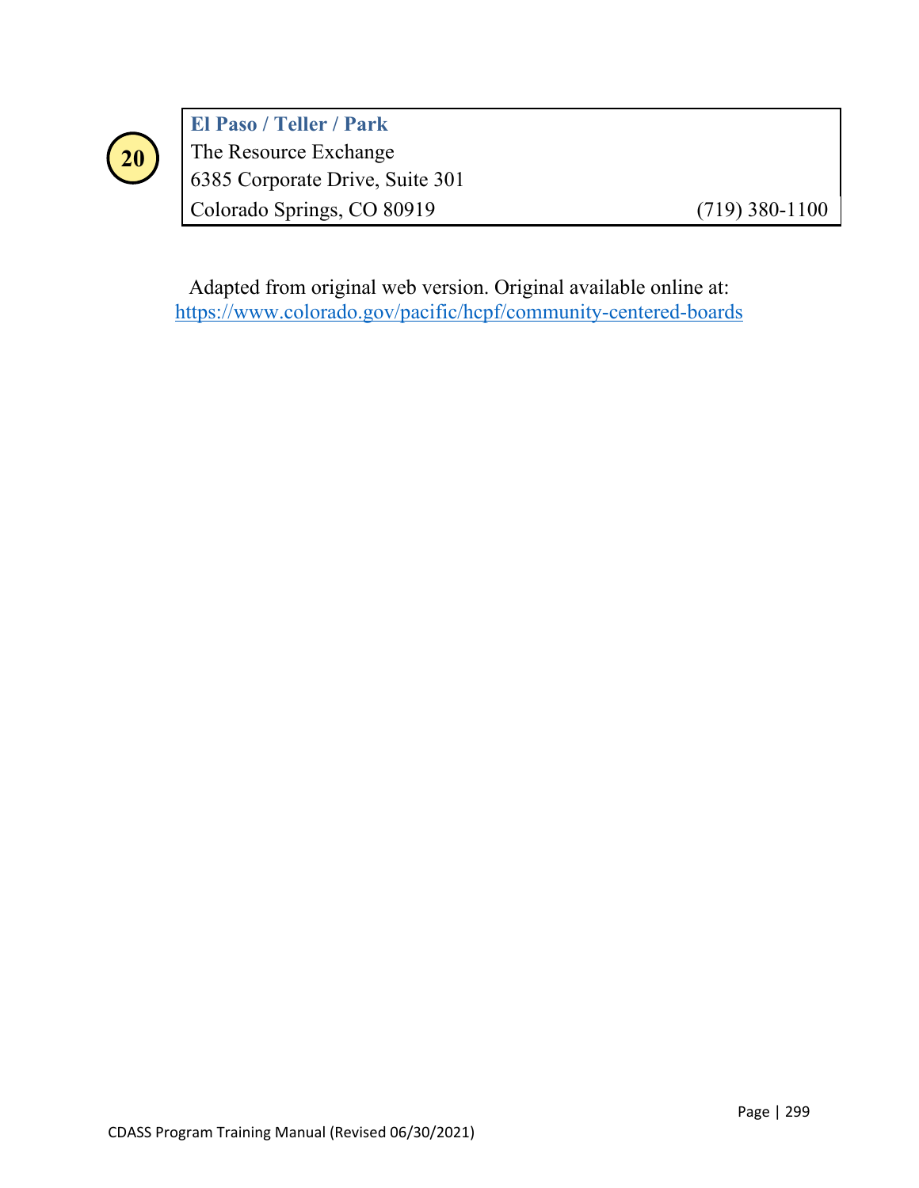**20**

**El Paso / Teller / Park**
The Resource Exchange
6385 Corporate Drive, Suite 301
Colorado Springs, CO 80919 (719) 380-1100

Adapted from original web version. Original available online at:
https://www.colorado.gov/pacific/hcpf/community-centered-boards